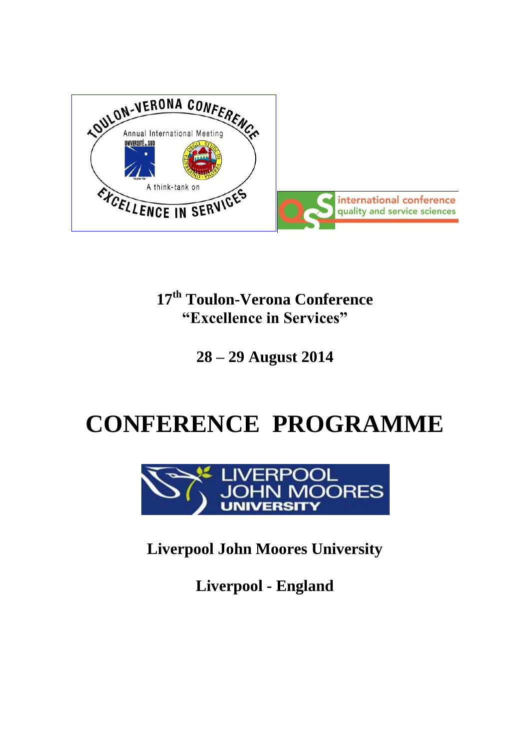**17th Toulon-Verona Conference**
**"Excellence in Services"**

**28 – 29 August 2014**

# CONFERENCE PROGRAMME

**Liverpool John Moores University**

**Liverpool - England**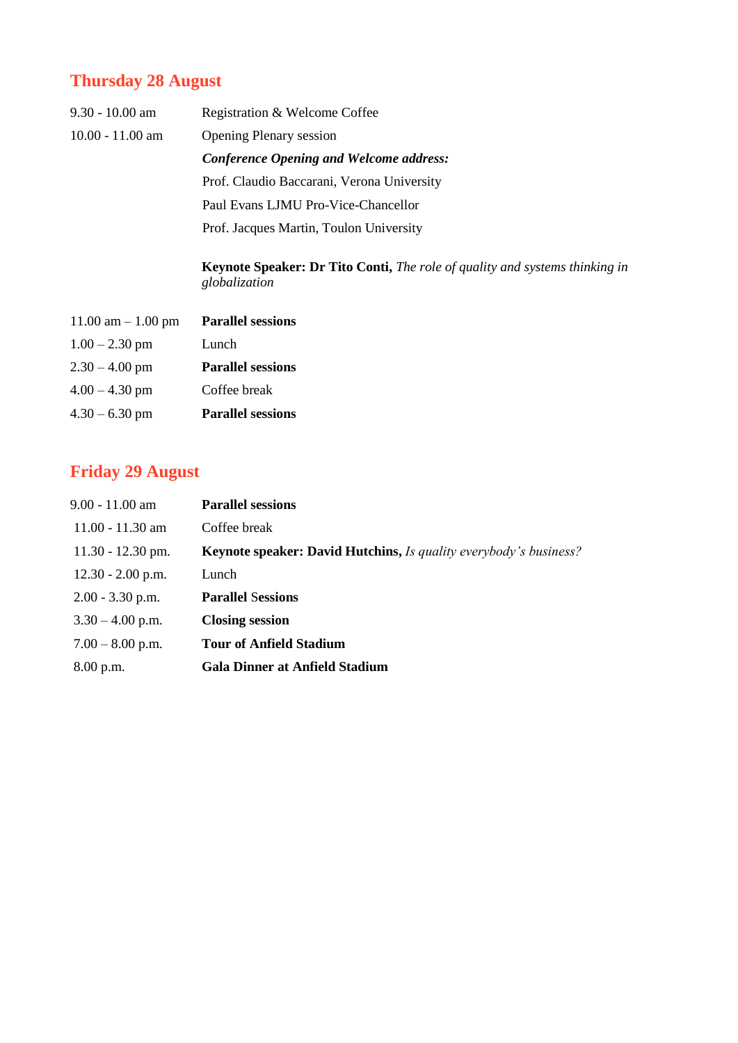## Thursday 28 August

| | |
|---|---|
| 9.30 - 10.00 am | Registration & Welcome Coffee |
| 10.00 - 11.00 am | Opening Plenary session |
| | ***Conference Opening and Welcome address:*** |
| | Prof. Claudio Baccarani, Verona University |
| | Paul Evans LJMU Pro-Vice-Chancellor |
| | Prof. Jacques Martin, Toulon University |
| | **Keynote Speaker: Dr Tito Conti,** *The role of quality and systems thinking in globalization* |
| 11.00 am – 1.00 pm | **Parallel sessions** |
| 1.00 – 2.30 pm | Lunch |
| 2.30 – 4.00 pm | **Parallel sessions** |
| 4.00 – 4.30 pm | Coffee break |
| 4.30 – 6.30 pm | **Parallel sessions** |

## Friday 29 August

| | |
|---|---|
| 9.00 - 11.00 am | **Parallel sessions** |
| 11.00 - 11.30 am | Coffee break |
| 11.30 - 12.30 pm. | **Keynote speaker: David Hutchins,** *Is quality everybody's business?* |
| 12.30 - 2.00 p.m. | Lunch |
| 2.00 - 3.30 p.m. | **Parallel Sessions** |
| 3.30 – 4.00 p.m. | **Closing session** |
| 7.00 – 8.00 p.m. | **Tour of Anfield Stadium** |
| 8.00 p.m. | **Gala Dinner at Anfield Stadium** |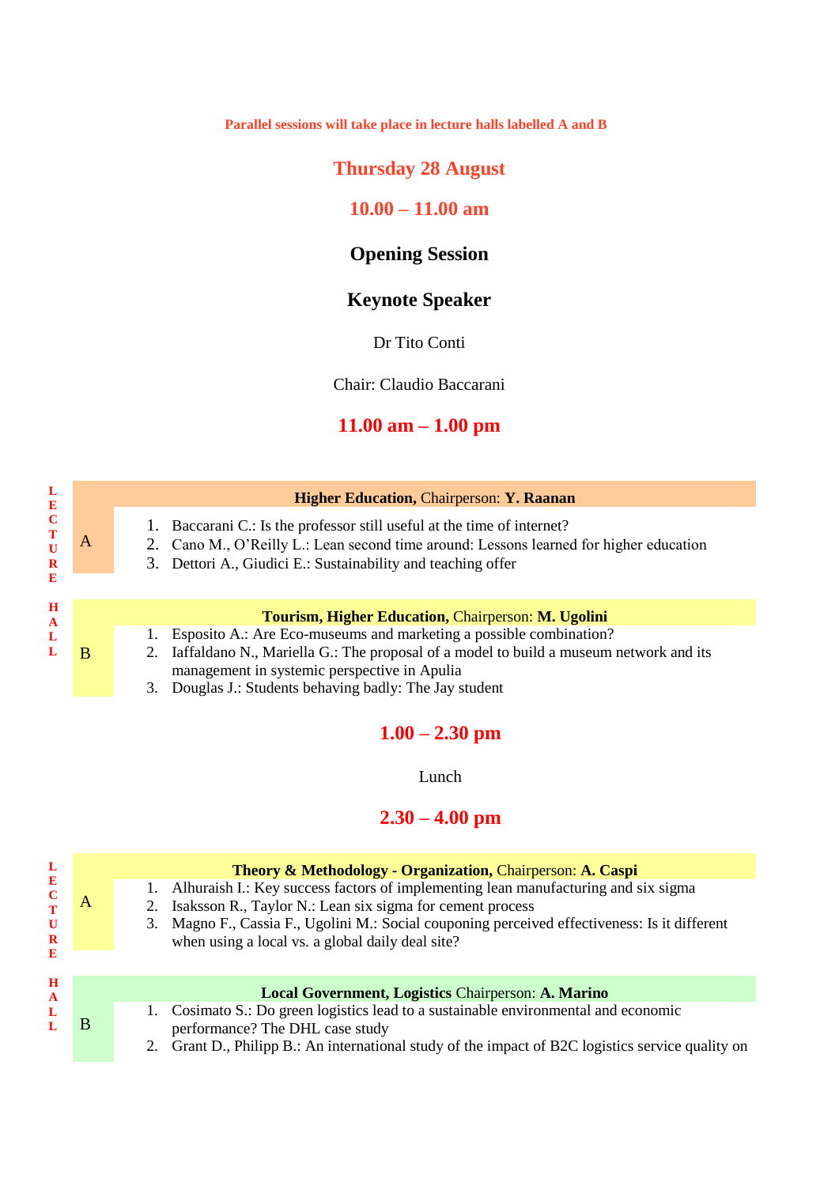**Parallel sessions will take place in lecture halls labelled A and B**

## Thursday 28 August

### 10.00 – 11.00 am

### Opening Session

### Keynote Speaker

Dr Tito Conti

Chair: Claudio Baccarani

### 11.00 am – 1.00 pm

**LECTURE HALL A**

**Higher Education,** Chairperson: **Y. Raanan**

1. Baccarani C.: Is the professor still useful at the time of internet?
2. Cano M., O'Reilly L.: Lean second time around: Lessons learned for higher education
3. Dettori A., Giudici E.: Sustainability and teaching offer

**LECTURE HALL B**

**Tourism, Higher Education,** Chairperson: **M. Ugolini**

1. Esposito A.: Are Eco-museums and marketing a possible combination?
2. Iaffaldano N., Mariella G.: The proposal of a model to build a museum network and its management in systemic perspective in Apulia
3. Douglas J.: Students behaving badly: The Jay student

### 1.00 – 2.30 pm

Lunch

### 2.30 – 4.00 pm

**LECTURE HALL A**

**Theory & Methodology - Organization,** Chairperson: **A. Caspi**

1. Alhuraish I.: Key success factors of implementing lean manufacturing and six sigma
2. Isaksson R., Taylor N.: Lean six sigma for cement process
3. Magno F., Cassia F., Ugolini M.: Social couponing perceived effectiveness: Is it different when using a local vs. a global daily deal site?

**LECTURE HALL B**

**Local Government, Logistics** Chairperson: **A. Marino**

1. Cosimato S.: Do green logistics lead to a sustainable environmental and economic performance? The DHL case study
2. Grant D., Philipp B.: An international study of the impact of B2C logistics service quality on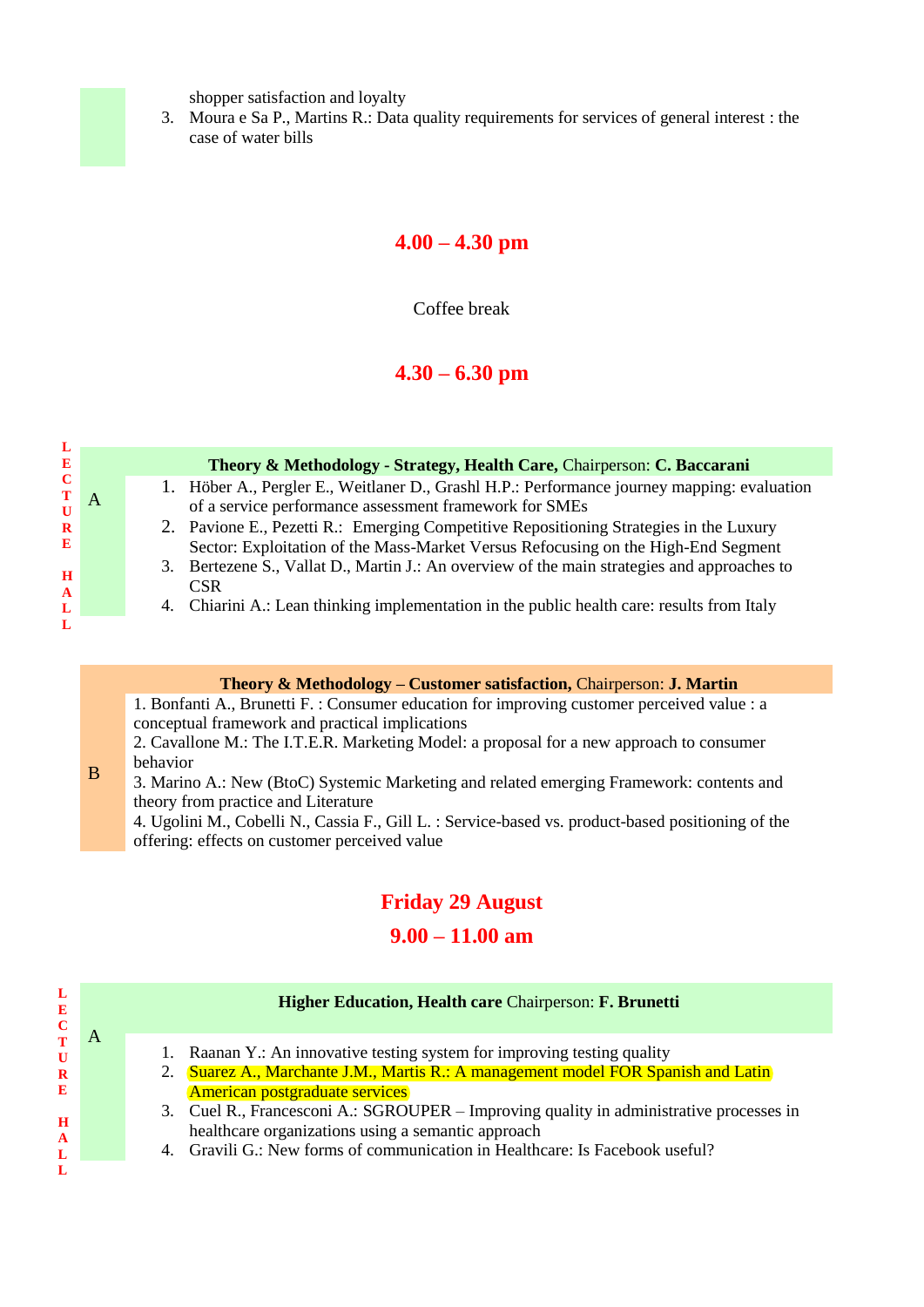shopper satisfaction and loyalty

3. Moura e Sa P., Martins R.: Data quality requirements for services of general interest : the case of water bills

## 4.00 – 4.30 pm

Coffee break

## 4.30 – 6.30 pm

**LECTURE HALL**

**A**

**Theory & Methodology - Strategy, Health Care,** Chairperson: **C. Baccarani**

1. Höber A., Pergler E., Weitlaner D., Grashl H.P.: Performance journey mapping: evaluation of a service performance assessment framework for SMEs
2. Pavione E., Pezetti R.: Emerging Competitive Repositioning Strategies in the Luxury Sector: Exploitation of the Mass-Market Versus Refocusing on the High-End Segment
3. Bertezene S., Vallat D., Martin J.: An overview of the main strategies and approaches to CSR
4. Chiarini A.: Lean thinking implementation in the public health care: results from Italy

**B**

**Theory & Methodology – Customer satisfaction,** Chairperson: **J. Martin**

1. Bonfanti A., Brunetti F. : Consumer education for improving customer perceived value : a conceptual framework and practical implications
2. Cavallone M.: The I.T.E.R. Marketing Model: a proposal for a new approach to consumer behavior
3. Marino A.: New (BtoC) Systemic Marketing and related emerging Framework: contents and theory from practice and Literature
4. Ugolini M., Cobelli N., Cassia F., Gill L. : Service-based vs. product-based positioning of the offering: effects on customer perceived value

## Friday 29 August

## 9.00 – 11.00 am

**LECTURE HALL**

**A**

**Higher Education, Health care** Chairperson: **F. Brunetti**

1. Raanan Y.: An innovative testing system for improving testing quality
2. Suarez A., Marchante J.M., Martis R.: A management model FOR Spanish and Latin American postgraduate services
3. Cuel R., Francesconi A.: SGROUPER – Improving quality in administrative processes in healthcare organizations using a semantic approach
4. Gravili G.: New forms of communication in Healthcare: Is Facebook useful?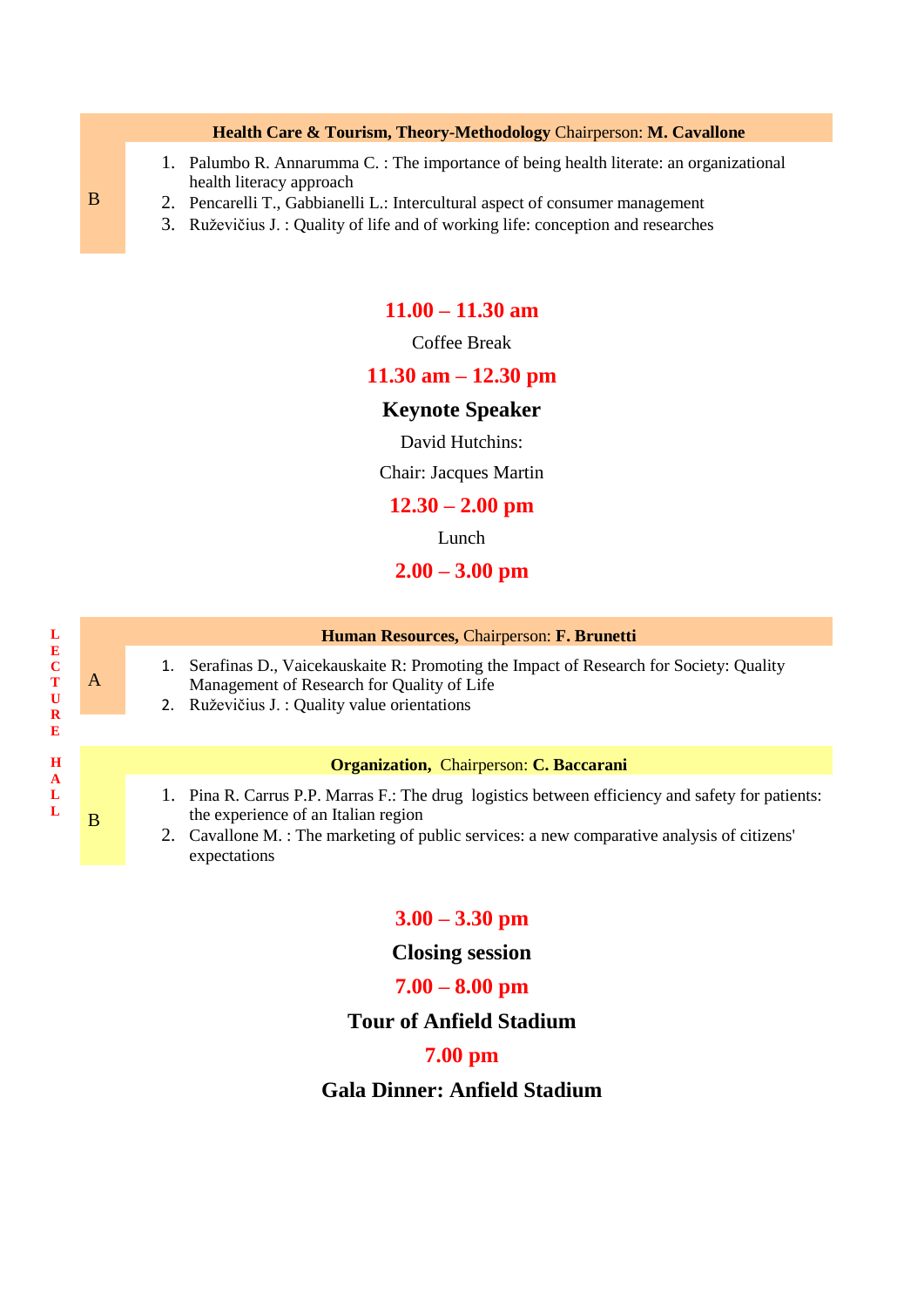| B | **Health Care & Tourism, Theory-Methodology** Chairperson: **M. Cavallone** |
|---|---|
| | 1. Palumbo R. Annarumma C. : The importance of being health literate: an organizational health literacy approach<br>2. Pencarelli T., Gabbianelli L.: Intercultural aspect of consumer management<br>3. Ruževičius J. : Quality of life and of working life: conception and researches |

**11.00 – 11.30 am**

Coffee Break

**11.30 am – 12.30 pm**

**Keynote Speaker**

David Hutchins:

Chair: Jacques Martin

**12.30 – 2.00 pm**

Lunch

**2.00 – 3.00 pm**

**LECTURE HALL**

| A | **Human Resources,** Chairperson: **F. Brunetti** |
|---|---|
| | 1. Serafinas D., Vaicekauskaite R: Promoting the Impact of Research for Society: Quality Management of Research for Quality of Life<br>2. Ruževičius J. : Quality value orientations |

| B | **Organization,** Chairperson: **C. Baccarani** |
|---|---|
| | 1. Pina R. Carrus P.P. Marras F.: The drug logistics between efficiency and safety for patients: the experience of an Italian region<br>2. Cavallone M. : The marketing of public services: a new comparative analysis of citizens' expectations |

**3.00 – 3.30 pm**

**Closing session**

**7.00 – 8.00 pm**

**Tour of Anfield Stadium**

**7.00 pm**

**Gala Dinner: Anfield Stadium**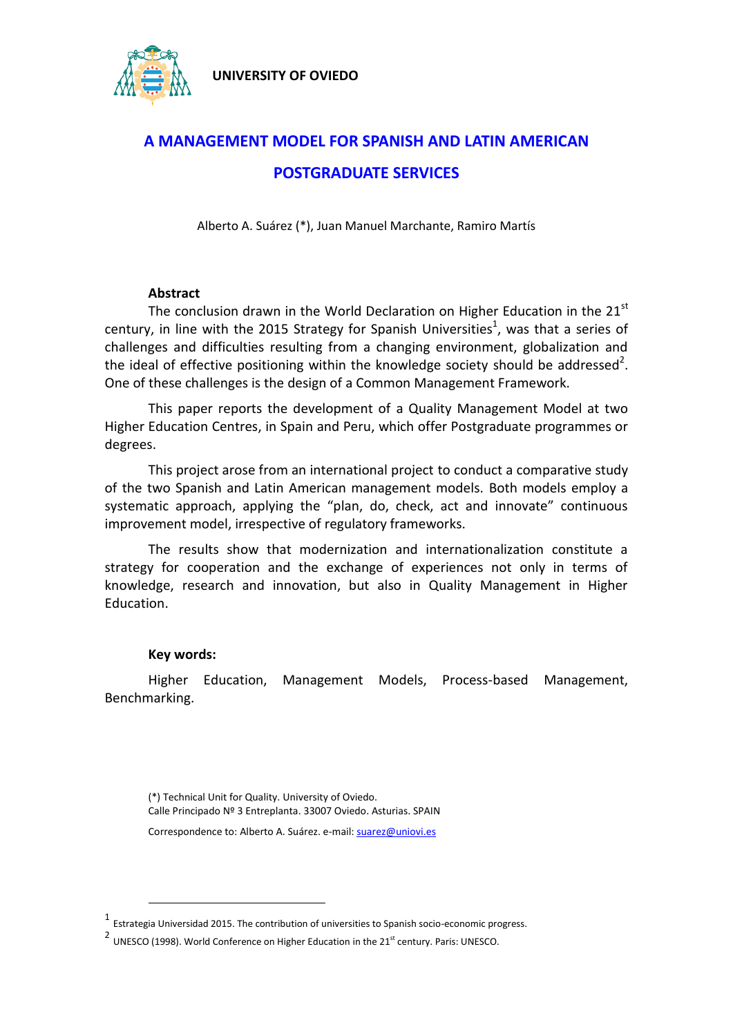UNIVERSITY OF OVIEDO

# A MANAGEMENT MODEL FOR SPANISH AND LATIN AMERICAN POSTGRADUATE SERVICES

Alberto A. Suárez (*), Juan Manuel Marchante, Ramiro Martís

## Abstract

The conclusion drawn in the World Declaration on Higher Education in the 21st century, in line with the 2015 Strategy for Spanish Universities[1], was that a series of challenges and difficulties resulting from a changing environment, globalization and the ideal of effective positioning within the knowledge society should be addressed[2]. One of these challenges is the design of a Common Management Framework.

This paper reports the development of a Quality Management Model at two Higher Education Centres, in Spain and Peru, which offer Postgraduate programmes or degrees.

This project arose from an international project to conduct a comparative study of the two Spanish and Latin American management models. Both models employ a systematic approach, applying the "plan, do, check, act and innovate" continuous improvement model, irrespective of regulatory frameworks.

The results show that modernization and internationalization constitute a strategy for cooperation and the exchange of experiences not only in terms of knowledge, research and innovation, but also in Quality Management in Higher Education.

**Key words:**

Higher Education, Management Models, Process-based Management, Benchmarking.

(*) Technical Unit for Quality. University of Oviedo.
Calle Principado Nº 3 Entreplanta. 33007 Oviedo. Asturias. SPAIN

Correspondence to: Alberto A. Suárez. e-mail: suarez@uniovi.es

---

[1] Estrategia Universidad 2015. The contribution of universities to Spanish socio-economic progress.

[2] UNESCO (1998). World Conference on Higher Education in the 21st century. Paris: UNESCO.